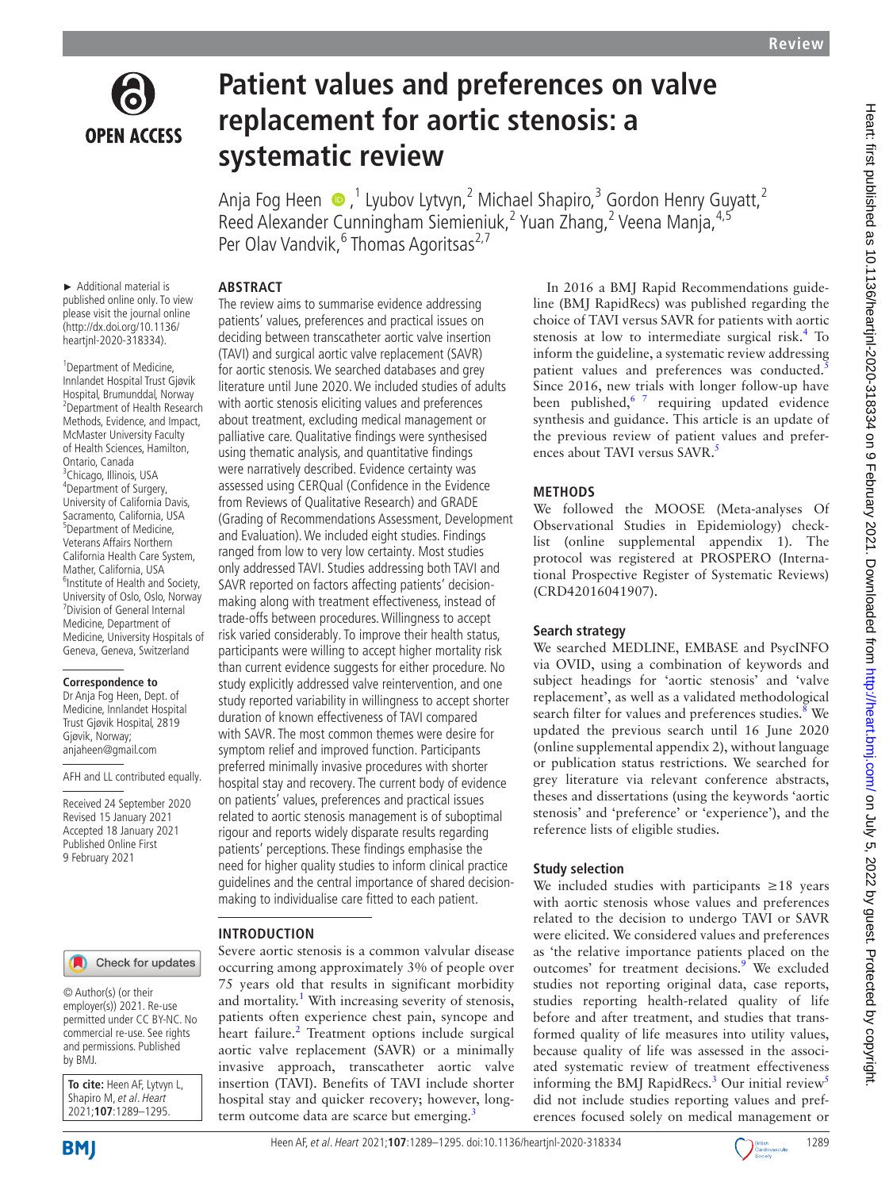# Patient values and preferences on valve replacement for aortic stenosis: a systematic review

Anja Fog Heen,[1] Lyubov Lytvyn,[2] Michael Shapiro,[3] Gordon Henry Guyatt,[2] Reed Alexander Cunningham Siemieniuk,[2] Yuan Zhang,[2] Veena Manja,[4,5] Per Olav Vandvik,[6] Thomas Agoritsas[2,7]

► Additional material is published online only. To view please visit the journal online (http://dx.doi.org/10.1136/heartjnl-2020-318334).

[1]Department of Medicine, Innlandet Hospital Trust Gjøvik Hospital, Brumunddal, Norway
[2]Department of Health Research Methods, Evidence, and Impact, McMaster University Faculty of Health Sciences, Hamilton, Ontario, Canada
[3]Chicago, Illinois, USA
[4]Department of Surgery, University of California Davis, Sacramento, California, USA
[5]Department of Medicine, Veterans Affairs Northern California Health Care System, Mather, California, USA
[6]Institute of Health and Society, University of Oslo, Oslo, Norway
[7]Division of General Internal Medicine, Department of Medicine, University Hospitals of Geneva, Geneva, Switzerland

**Correspondence to**
Dr Anja Fog Heen, Dept. of Medicine, Innlandet Hospital Trust Gjøvik Hospital, 2819 Gjøvik, Norway; anjaheen@gmail.com

AFH and LL contributed equally.

Received 24 September 2020
Revised 15 January 2021
Accepted 18 January 2021
Published Online First 9 February 2021

© Author(s) (or their employer(s)) 2021. Re-use permitted under CC BY-NC. No commercial re-use. See rights and permissions. Published by BMJ.

**To cite:** Heen AF, Lytvyn L, Shapiro M, et al. Heart 2021;107:1289–1295.

## ABSTRACT

The review aims to summarise evidence addressing patients' values, preferences and practical issues on deciding between transcatheter aortic valve insertion (TAVI) and surgical aortic valve replacement (SAVR) for aortic stenosis. We searched databases and grey literature until June 2020. We included studies of adults with aortic stenosis eliciting values and preferences about treatment, excluding medical management or palliative care. Qualitative findings were synthesised using thematic analysis, and quantitative findings were narratively described. Evidence certainty was assessed using CERQual (Confidence in the Evidence from Reviews of Qualitative Research) and GRADE (Grading of Recommendations Assessment, Development and Evaluation). We included eight studies. Findings ranged from low to very low certainty. Most studies only addressed TAVI. Studies addressing both TAVI and SAVR reported on factors affecting patients' decision-making along with treatment effectiveness, instead of trade-offs between procedures. Willingness to accept risk varied considerably. To improve their health status, participants were willing to accept higher mortality risk than current evidence suggests for either procedure. No study explicitly addressed valve reintervention, and one study reported variability in willingness to accept shorter duration of known effectiveness of TAVI compared with SAVR. The most common themes were desire for symptom relief and improved function. Participants preferred minimally invasive procedures with shorter hospital stay and recovery. The current body of evidence on patients' values, preferences and practical issues related to aortic stenosis management is of suboptimal rigour and reports widely disparate results regarding patients' perceptions. These findings emphasise the need for higher quality studies to inform clinical practice guidelines and the central importance of shared decision-making to individualise care fitted to each patient.

## INTRODUCTION

Severe aortic stenosis is a common valvular disease occurring among approximately 3% of people over 75 years old that results in significant morbidity and mortality.[1] With increasing severity of stenosis, patients often experience chest pain, syncope and heart failure.[2] Treatment options include surgical aortic valve replacement (SAVR) or a minimally invasive approach, transcatheter aortic valve insertion (TAVI). Benefits of TAVI include shorter hospital stay and quicker recovery; however, long-term outcome data are scarce but emerging.[3]

In 2016 a BMJ Rapid Recommendations guideline (BMJ RapidRecs) was published regarding the choice of TAVI versus SAVR for patients with aortic stenosis at low to intermediate surgical risk.[4] To inform the guideline, a systematic review addressing patient values and preferences was conducted.[5] Since 2016, new trials with longer follow-up have been published,[6,7] requiring updated evidence synthesis and guidance. This article is an update of the previous review of patient values and preferences about TAVI versus SAVR.[5]

## METHODS

We followed the MOOSE (Meta-analyses Of Observational Studies in Epidemiology) checklist (online supplemental appendix 1). The protocol was registered at PROSPERO (International Prospective Register of Systematic Reviews) (CRD42016041907).

### Search strategy

We searched MEDLINE, EMBASE and PsycINFO via OVID, using a combination of keywords and subject headings for 'aortic stenosis' and 'valve replacement', as well as a validated methodological search filter for values and preferences studies.[8] We updated the previous search until 16 June 2020 (online supplemental appendix 2), without language or publication status restrictions. We searched for grey literature via relevant conference abstracts, theses and dissertations (using the keywords 'aortic stenosis' and 'preference' or 'experience'), and the reference lists of eligible studies.

### Study selection

We included studies with participants ≥18 years with aortic stenosis whose values and preferences related to the decision to undergo TAVI or SAVR were elicited. We considered values and preferences as 'the relative importance patients placed on the outcomes' for treatment decisions.[9] We excluded studies not reporting original data, case reports, studies reporting health-related quality of life before and after treatment, and studies that transformed quality of life measures into utility values, because quality of life was assessed in the associated systematic review of treatment effectiveness informing the BMJ RapidRecs.[3] Our initial review[5] did not include studies reporting values and preferences focused solely on medical management or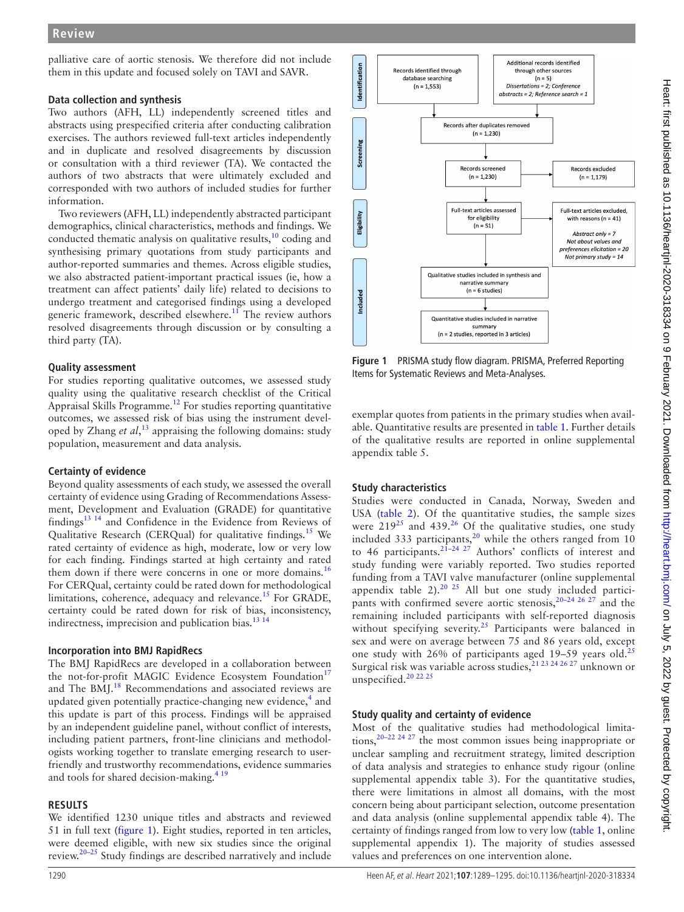palliative care of aortic stenosis. We therefore did not include them in this update and focused solely on TAVI and SAVR.

### Data collection and synthesis

Two authors (AFH, LL) independently screened titles and abstracts using prespecified criteria after conducting calibration exercises. The authors reviewed full-text articles independently and in duplicate and resolved disagreements by discussion or consultation with a third reviewer (TA). We contacted the authors of two abstracts that were ultimately excluded and corresponded with two authors of included studies for further information.

Two reviewers (AFH, LL) independently abstracted participant demographics, clinical characteristics, methods and findings. We conducted thematic analysis on qualitative results,[10] coding and synthesising primary quotations from study participants and author-reported summaries and themes. Across eligible studies, we also abstracted patient-important practical issues (ie, how a treatment can affect patients' daily life) related to decisions to undergo treatment and categorised findings using a developed generic framework, described elsewhere.[11] The review authors resolved disagreements through discussion or by consulting a third party (TA).

### Quality assessment

For studies reporting qualitative outcomes, we assessed study quality using the qualitative research checklist of the Critical Appraisal Skills Programme.[12] For studies reporting quantitative outcomes, we assessed risk of bias using the instrument developed by Zhang *et al*,[13] appraising the following domains: study population, measurement and data analysis.

### Certainty of evidence

Beyond quality assessments of each study, we assessed the overall certainty of evidence using Grading of Recommendations Assessment, Development and Evaluation (GRADE) for quantitative findings[13 14] and Confidence in the Evidence from Reviews of Qualitative Research (CERQual) for qualitative findings.[15] We rated certainty of evidence as high, moderate, low or very low for each finding. Findings started at high certainty and rated them down if there were concerns in one or more domains.[16] For CERQual, certainty could be rated down for methodological limitations, coherence, adequacy and relevance.[15] For GRADE, certainty could be rated down for risk of bias, inconsistency, indirectness, imprecision and publication bias.[13 14]

### Incorporation into BMJ RapidRecs

The BMJ RapidRecs are developed in a collaboration between the not-for-profit MAGIC Evidence Ecosystem Foundation[17] and The BMJ.[18] Recommendations and associated reviews are updated given potentially practice-changing new evidence,[4] and this update is part of this process. Findings will be appraised by an independent guideline panel, without conflict of interests, including patient partners, front-line clinicians and methodologists working together to translate emerging research to user-friendly and trustworthy recommendations, evidence summaries and tools for shared decision-making.[4 19]

## RESULTS

We identified 1230 unique titles and abstracts and reviewed 51 in full text (figure 1). Eight studies, reported in ten articles, were deemed eligible, with new six studies since the original review.[20–25] Study findings are described narratively and include exemplar quotes from patients in the primary studies when available. Quantitative results are presented in table 1. Further details of the qualitative results are reported in online supplemental appendix table 5.

Identification: Records identified through database searching (n = 1,553); Additional records identified through other sources (n = 5) *Dissertations = 2; Conference abstracts = 2; Reference search = 1*
Screening: Records after duplicates removed (n = 1,230); Records screened (n = 1,230); Records excluded (n = 1,179)
Eligibility: Full-text articles assessed for eligibility (n = 51); Full-text articles excluded, with reasons (n = 41) *Abstract only = 7; Not about values and preferences elicitation = 20; Not primary study = 14*
Included: Qualitative studies included in synthesis and narrative summary (n = 6 studies); Quantitative studies included in narrative summary (n = 2 studies, reported in 3 articles)

**Figure 1** PRISMA study flow diagram. PRISMA, Preferred Reporting Items for Systematic Reviews and Meta-Analyses.

### Study characteristics

Studies were conducted in Canada, Norway, Sweden and USA (table 2). Of the quantitative studies, the sample sizes were 219[25] and 439.[26] Of the qualitative studies, one study included 333 participants,[20] while the others ranged from 10 to 46 participants.[21–24 27] Authors' conflicts of interest and study funding were variably reported. Two studies reported funding from a TAVI valve manufacturer (online supplemental appendix table 2).[20 25] All but one study included participants with confirmed severe aortic stenosis,[20–24 26 27] and the remaining included participants with self-reported diagnosis without specifying severity.[25] Participants were balanced in sex and were on average between 75 and 86 years old, except one study with 26% of participants aged 19–59 years old.[25] Surgical risk was variable across studies,[21 23 24 26 27] unknown or unspecified.[20 22 25]

### Study quality and certainty of evidence

Most of the qualitative studies had methodological limitations,[20–22 24 27] the most common issues being inappropriate or unclear sampling and recruitment strategy, limited description of data analysis and strategies to enhance study rigour (online supplemental appendix table 3). For the quantitative studies, there were limitations in almost all domains, with the most concern being about participant selection, outcome presentation and data analysis (online supplemental appendix table 4). The certainty of findings ranged from low to very low (table 1, online supplemental appendix 1). The majority of studies assessed values and preferences on one intervention alone.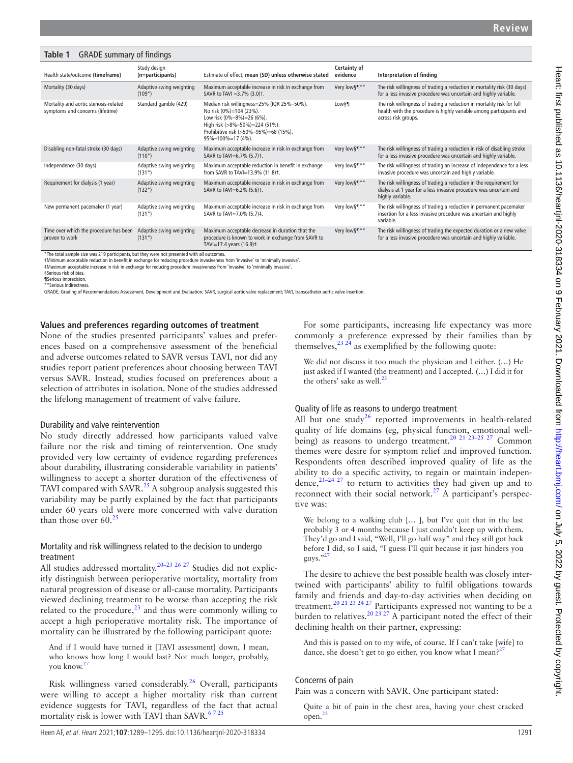**Table 1** GRADE summary of findings

| Health state/outcome **(timeframe)** | Study design **(n=participants)** | Estimate of effect, **mean (SD) unless otherwise stated** | **Certainty of evidence** | **Interpretation of finding** |
|---|---|---|---|---|
| Mortality (30 days) | Adaptive swing weighting (109*) | Maximum acceptable increase in risk in exchange from SAVR to TAVI =3.7% (3.0)†. | Very low§¶** | The risk willingness of trading a reduction in mortality risk (30 days) for a less invasive procedure was uncertain and highly variable. |
| Mortality and aortic stenosis-related symptoms and concerns (lifetime) | Standard gamble (429) | Median risk willingness=25% (IQR 25%–50%). No risk (0%)=104 (23%). Low risk (0%–8%)=26 (6%). High risk (>8%–50%)=224 (51%). Prohibitive risk (>50%–95%)=68 (15%). 95%–100%=17 (4%). | Low§¶ | The risk willingness of trading a reduction in mortality risk for full health with the procedure is highly variable among participants and across risk groups. |
| Disabling non-fatal stroke (30 days) | Adaptive swing weighting (110*) | Maximum acceptable increase in risk in exchange from SAVR to TAVI=6.7% (5.7)†. | Very low§¶** | The risk willingness of trading a reduction in risk of disabling stroke for a less invasive procedure was uncertain and highly variable. |
| Independence (30 days) | Adaptive swing weighting (131*) | Maximum acceptable reduction in benefit in exchange from SAVR to TAVI=13.9% (11.8)†. | Very low§¶** | The risk willingness of trading an increase of independence for a less invasive procedure was uncertain and highly variable. |
| Requirement for dialysis (1 year) | Adaptive swing weighting (132*) | Maximum acceptable increase in risk in exchange from SAVR to TAVI=6.2% (5.6)†. | Very low§¶** | The risk willingness of trading a reduction in the requirement for dialysis at 1 year for a less invasive procedure was uncertain and highly variable. |
| New permanent pacemaker (1 year) | Adaptive swing weighting (131*) | Maximum acceptable increase in risk in exchange from SAVR to TAVI=7.0% (5.7)‡. | Very low§¶** | The risk willingness of trading a reduction in permanent pacemaker insertion for a less invasive procedure was uncertain and highly variable. |
| Time over which the procedure has been proven to work | Adaptive swing weighting (131*) | Maximum acceptable decrease in duration that the procedure is known to work in exchange from SAVR to TAVI=17.4 years (16.9)‡. | Very low§¶** | The risk willingness of trading the expected duration or a new valve for a less invasive procedure was uncertain and highly variable. |

*The total sample size was 219 participants, but they were not presented with all outcomes.
†Minimum acceptable reduction in benefit in exchange for reducing procedure invasiveness from 'invasive' to 'minimally invasive'.
‡Maximum acceptable increase in risk in exchange for reducing procedure invasiveness from 'invasive' to 'minimally invasive'.
§Serious risk of bias.
¶Serious imprecision.
**Serious indirectness.
GRADE, Grading of Recommendations Assessment, Development and Evaluation; SAVR, surgical aortic valve replacement; TAVI, transcatheter aortic valve insertion.

## Values and preferences regarding outcomes of treatment

None of the studies presented participants' values and preferences based on a comprehensive assessment of the beneficial and adverse outcomes related to SAVR versus TAVI, nor did any studies report patient preferences about choosing between TAVI versus SAVR. Instead, studies focused on preferences about a selection of attributes in isolation. None of the studies addressed the lifelong management of treatment of valve failure.

### Durability and valve reintervention

No study directly addressed how participants valued valve failure nor the risk and timing of reintervention. One study provided very low certainty of evidence regarding preferences about durability, illustrating considerable variability in patients' willingness to accept a shorter duration of the effectiveness of TAVI compared with SAVR.[25] A subgroup analysis suggested this variability may be partly explained by the fact that participants under 60 years old were more concerned with valve duration than those over 60.[25]

### Mortality and risk willingness related to the decision to undergo treatment

All studies addressed mortality.[20–23 26 27] Studies did not explicitly distinguish between perioperative mortality, mortality from natural progression of disease or all-cause mortality. Participants viewed declining treatment to be worse than accepting the risk related to the procedure,[23] and thus were commonly willing to accept a high perioperative mortality risk. The importance of mortality can be illustrated by the following participant quote:

> And if I would have turned it [TAVI assessment] down, I mean, who knows how long I would last? Not much longer, probably, you know.[27]

Risk willingness varied considerably.[26] Overall, participants were willing to accept a higher mortality risk than current evidence suggests for TAVI, regardless of the fact that actual mortality risk is lower with TAVI than SAVR.[6 7 25]

For some participants, increasing life expectancy was more commonly a preference expressed by their families than by themselves,[23 24] as exemplified by the following quote:

> We did not discuss it too much the physician and I either. (…) He just asked if I wanted (the treatment) and I accepted. (…) I did it for the others' sake as well.[23]

### Quality of life as reasons to undergo treatment

All but one study[26] reported improvements in health-related quality of life domains (eg, physical function, emotional well-being) as reasons to undergo treatment.[20 21 23–25 27] Common themes were desire for symptom relief and improved function. Respondents often described improved quality of life as the ability to do a specific activity, to regain or maintain independence,[21–24 27] to return to activities they had given up and to reconnect with their social network.[27] A participant's perspective was:

> We belong to a walking club [… ], but I've quit that in the last probably 3 or 4 months because I just couldn't keep up with them. They'd go and I said, "Well, I'll go half way" and they still got back before I did, so I said, "I guess I'll quit because it just hinders you guys."[27]

The desire to achieve the best possible health was closely intertwined with participants' ability to fulfil obligations towards family and friends and day-to-day activities when deciding on treatment.[20 21 23 24 27] Participants expressed not wanting to be a burden to relatives.[20 23 27] A participant noted the effect of their declining health on their partner, expressing:

> And this is passed on to my wife, of course. If I can't take [wife] to dance, she doesn't get to go either, you know what I mean?[27]

### Concerns of pain

Pain was a concern with SAVR. One participant stated:

> Quite a bit of pain in the chest area, having your chest cracked open.[22]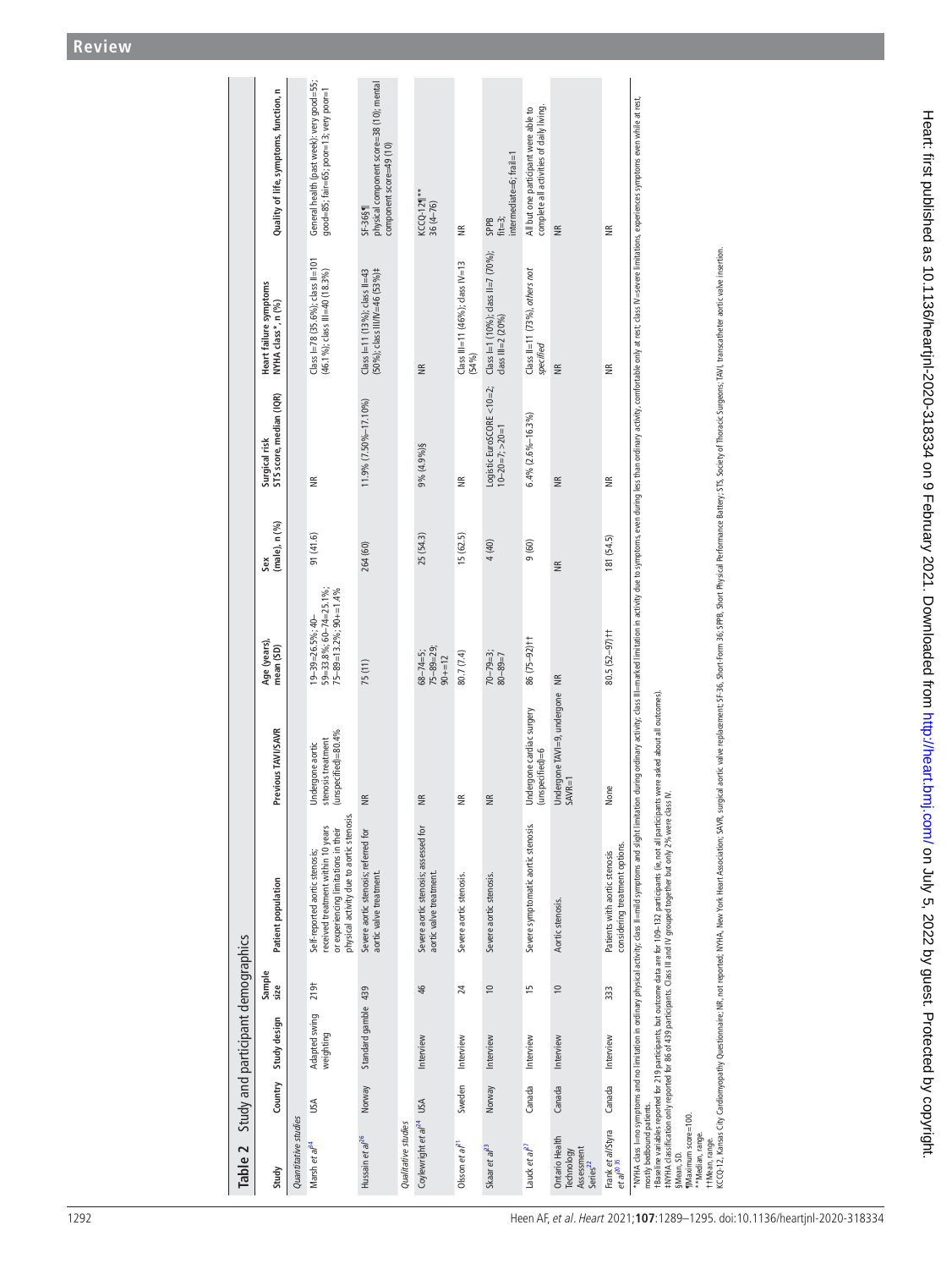**Table 2** Study and participant demographics

| Study | Country | Study design | Sample size | Patient population | Previous TAVI/SAVR | Age (years), mean (SD) | Sex (male), n (%) | Surgical risk STS score, median (IQR) | Heart failure symptoms NYHA class*, n (%) | Quality of life, symptoms, function, n |
|---|---|---|---|---|---|---|---|---|---|---|
| *Quantitative studies* | | | | | | | | | | |
| Marsh *et al*[34] | USA | Adapted swing weighting | 219† | Self-reported aortic stenosis; received treatment within 10 years or experiencing limitations in their physical activity due to aortic stenosis. | Undergone aortic stenosis treatment (unspecified)=80.4% | 19–39=26.5%; 40–59=33.8%; 60–74=25.1%; 75–89=13.2%; 90+=1.4% | 91 (41.6) | NR | Class I=78 (35.6%); class II=101 (46.1%); class III=40 (18.3%) | General health (past week): very good=55; good=85; fair=65; poor=13; very poor=1 |
| Hussain *et al*[36] | Norway | Standard gamble | 439 | Severe aortic stenosis; referred for aortic valve treatment. | NR | 75 (11) | 264 (60) | 11.9% (7.50%–17.10%) | Class I=11 (13%); class II=43 (50%); class III/IV=46 (53%)‡ | SF-36§¶ physical component score=38 (10); mental component score=49 (10) |
| *Qualitative studies* | | | | | | | | | | |
| Coylewright *et al*[24] | USA | Interview | 46 | Severe aortic stenosis; assessed for aortic valve treatment. | NR | 68–74=5; 75–89=29; 90+=12 | 25 (54.3) | 9% (4.9%)§ | NR | KCCQ-12¶** 36 (4–76) |
| Olsson *et al*[21] | Sweden | Interview | 24 | Severe aortic stenosis. | NR | 80.7 (7.4) | 15 (62.5) | NR | Class III=11 (46%); class IV=13 (54%) | NR |
| Skaar *et al*[23] | Norway | Interview | 10 | Severe aortic stenosis. | NR | 70–79=3; 80–89=7 | 4 (40) | Logistic EuroSCORE <10=2; 10–20=7; >20=1 | Class I=1 (10%); class II=7 (70%); class III=2 (20%) | SPPB fit=3; intermediate=6; frail=1 |
| Lauck *et al*[27] | Canada | Interview | 15 | Severe symptomatic aortic stenosis. | Undergone cardiac surgery (unspecified)=6 | 86 (75–92)†† | 9 (60) | 6.4% (2.6%–16.3%) | Class II=11 (73%), *others not specified* | All but one participant were able to complete all activities of daily living. |
| Ontario Health Technology Assessment Series[22] | Canada | Interview | 10 | Aortic stenosis. | Undergone TAVI=9, undergone SAVR=1 | NR | NR | NR | NR | NR |
| Frank *et al*/Styra *et al*[20 35] | Canada | Interview | 333 | Patients with aortic stenosis considering treatment options. | None | 80.5 (52–97)†† | 181 (54.5) | NR | NR | NR |

*NYHA class I=no symptoms and no limitation in ordinary physical activity; class II=mild symptoms and slight limitation during ordinary activity; class III=marked limitation in activity due to symptoms, even during less than ordinary activity, comfortable only at rest; class IV=severe limitations, experiences symptoms even while at rest, mostly bedbound patients.
†Baseline variables reported for 219 participants, but outcome data are for 109–132 participants (ie, not all participants were asked about all outcomes).
‡NYHA classification only reported for 86 of 439 participants. Class III and IV grouped together but only 2% were class IV.
§Mean, SD.
¶Maximum score=100.
**Median, range.
††Mean, range.
KCCQ-12, Kansas City Cardiomyopathy Questionnaire; NR, not reported; NYHA, New York Heart Association; SAVR, surgical aortic valve replacement; SF-36, Short-Form 36; SPPB, Short Physical Performance Battery; STS, Society of Thoracic Surgeons; TAVI, transcatheter aortic valve insertion.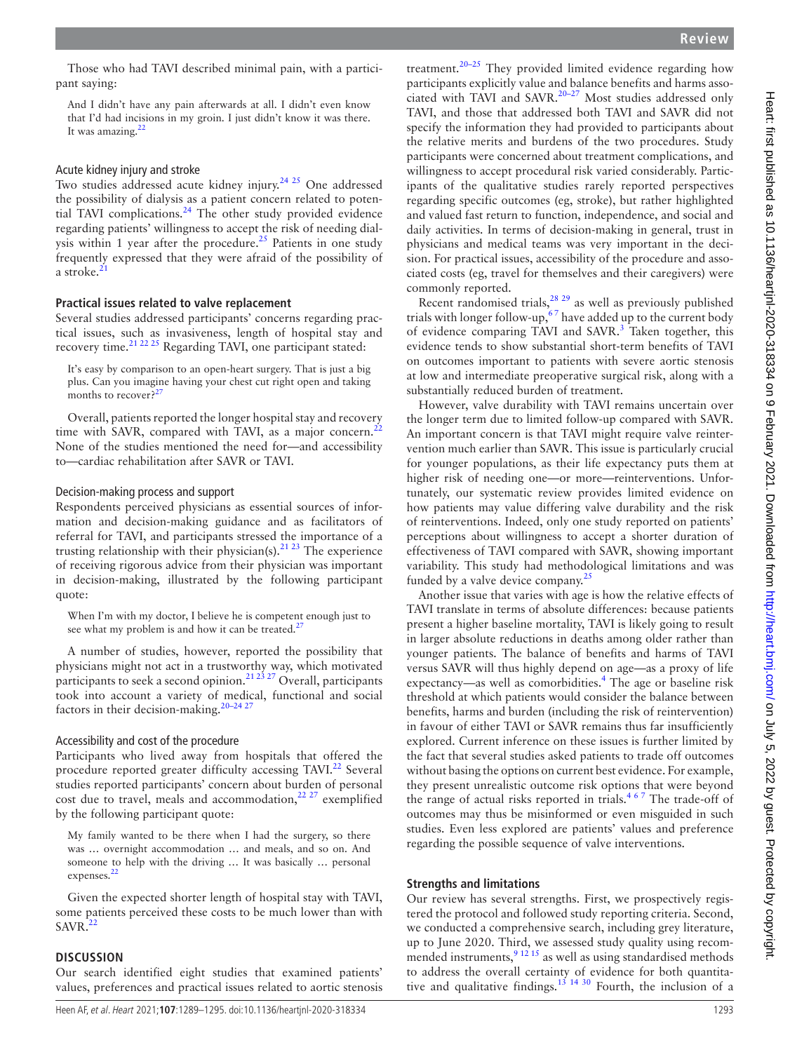Those who had TAVI described minimal pain, with a participant saying:

> And I didn't have any pain afterwards at all. I didn't even know that I'd had incisions in my groin. I just didn't know it was there. It was amazing.[22]

### Acute kidney injury and stroke

Two studies addressed acute kidney injury.[24 25] One addressed the possibility of dialysis as a patient concern related to potential TAVI complications.[24] The other study provided evidence regarding patients' willingness to accept the risk of needing dialysis within 1 year after the procedure.[25] Patients in one study frequently expressed that they were afraid of the possibility of a stroke.[21]

## Practical issues related to valve replacement

Several studies addressed participants' concerns regarding practical issues, such as invasiveness, length of hospital stay and recovery time.[21 22 25] Regarding TAVI, one participant stated:

> It's easy by comparison to an open-heart surgery. That is just a big plus. Can you imagine having your chest cut right open and taking months to recover?[27]

Overall, patients reported the longer hospital stay and recovery time with SAVR, compared with TAVI, as a major concern.[22] None of the studies mentioned the need for—and accessibility to—cardiac rehabilitation after SAVR or TAVI.

### Decision-making process and support

Respondents perceived physicians as essential sources of information and decision-making guidance and as facilitators of referral for TAVI, and participants stressed the importance of a trusting relationship with their physician(s).[21 23] The experience of receiving rigorous advice from their physician was important in decision-making, illustrated by the following participant quote:

> When I'm with my doctor, I believe he is competent enough just to see what my problem is and how it can be treated.[27]

A number of studies, however, reported the possibility that physicians might not act in a trustworthy way, which motivated participants to seek a second opinion.[21 23 27] Overall, participants took into account a variety of medical, functional and social factors in their decision-making.[20–24 27]

### Accessibility and cost of the procedure

Participants who lived away from hospitals that offered the procedure reported greater difficulty accessing TAVI.[22] Several studies reported participants' concern about burden of personal cost due to travel, meals and accommodation,[22 27] exemplified by the following participant quote:

> My family wanted to be there when I had the surgery, so there was … overnight accommodation … and meals, and so on. And someone to help with the driving … It was basically … personal expenses.[22]

Given the expected shorter length of hospital stay with TAVI, some patients perceived these costs to be much lower than with SAVR.[22]

## DISCUSSION

Our search identified eight studies that examined patients' values, preferences and practical issues related to aortic stenosis treatment.[20–25] They provided limited evidence regarding how participants explicitly value and balance benefits and harms associated with TAVI and SAVR.[20–27] Most studies addressed only TAVI, and those that addressed both TAVI and SAVR did not specify the information they had provided to participants about the relative merits and burdens of the two procedures. Study participants were concerned about treatment complications, and willingness to accept procedural risk varied considerably. Participants of the qualitative studies rarely reported perspectives regarding specific outcomes (eg, stroke), but rather highlighted and valued fast return to function, independence, and social and daily activities. In terms of decision-making in general, trust in physicians and medical teams was very important in the decision. For practical issues, accessibility of the procedure and associated costs (eg, travel for themselves and their caregivers) were commonly reported.

Recent randomised trials,[28 29] as well as previously published trials with longer follow-up,[6 7] have added up to the current body of evidence comparing TAVI and SAVR.[3] Taken together, this evidence tends to show substantial short-term benefits of TAVI on outcomes important to patients with severe aortic stenosis at low and intermediate preoperative surgical risk, along with a substantially reduced burden of treatment.

However, valve durability with TAVI remains uncertain over the longer term due to limited follow-up compared with SAVR. An important concern is that TAVI might require valve reintervention much earlier than SAVR. This issue is particularly crucial for younger populations, as their life expectancy puts them at higher risk of needing one—or more—reinterventions. Unfortunately, our systematic review provides limited evidence on how patients may value differing valve durability and the risk of reinterventions. Indeed, only one study reported on patients' perceptions about willingness to accept a shorter duration of effectiveness of TAVI compared with SAVR, showing important variability. This study had methodological limitations and was funded by a valve device company.[25]

Another issue that varies with age is how the relative effects of TAVI translate in terms of absolute differences: because patients present a higher baseline mortality, TAVI is likely going to result in larger absolute reductions in deaths among older rather than younger patients. The balance of benefits and harms of TAVI versus SAVR will thus highly depend on age—as a proxy of life expectancy—as well as comorbidities.[4] The age or baseline risk threshold at which patients would consider the balance between benefits, harms and burden (including the risk of reintervention) in favour of either TAVI or SAVR remains thus far insufficiently explored. Current inference on these issues is further limited by the fact that several studies asked patients to trade off outcomes without basing the options on current best evidence. For example, they present unrealistic outcome risk options that were beyond the range of actual risks reported in trials.[4 6 7] The trade-off of outcomes may thus be misinformed or even misguided in such studies. Even less explored are patients' values and preference regarding the possible sequence of valve interventions.

## Strengths and limitations

Our review has several strengths. First, we prospectively registered the protocol and followed study reporting criteria. Second, we conducted a comprehensive search, including grey literature, up to June 2020. Third, we assessed study quality using recommended instruments,[9 12 15] as well as using standardised methods to address the overall certainty of evidence for both quantitative and qualitative findings.[13 14 30] Fourth, the inclusion of a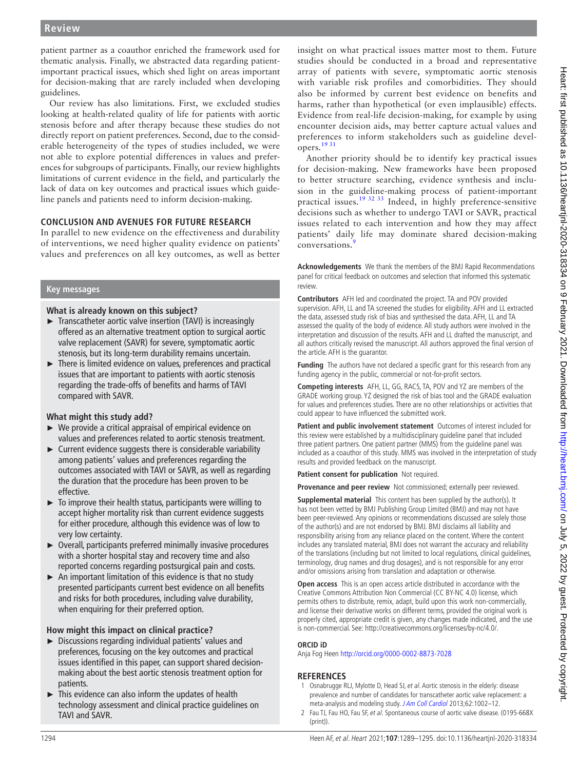patient partner as a coauthor enriched the framework used for thematic analysis. Finally, we abstracted data regarding patient-important practical issues, which shed light on areas important for decision-making that are rarely included when developing guidelines.

Our review has also limitations. First, we excluded studies looking at health-related quality of life for patients with aortic stenosis before and after therapy because these studies do not directly report on patient preferences. Second, due to the considerable heterogeneity of the types of studies included, we were not able to explore potential differences in values and preferences for subgroups of participants. Finally, our review highlights limitations of current evidence in the field, and particularly the lack of data on key outcomes and practical issues which guideline panels and patients need to inform decision-making.

## CONCLUSION AND AVENUES FOR FUTURE RESEARCH

In parallel to new evidence on the effectiveness and durability of interventions, we need higher quality evidence on patients' values and preferences on all key outcomes, as well as better insight on what practical issues matter most to them. Future studies should be conducted in a broad and representative array of patients with severe, symptomatic aortic stenosis with variable risk profiles and comorbidities. They should also be informed by current best evidence on benefits and harms, rather than hypothetical (or even implausible) effects. Evidence from real-life decision-making, for example by using encounter decision aids, may better capture actual values and preferences to inform stakeholders such as guideline developers.[19 31]

Another priority should be to identify key practical issues for decision-making. New frameworks have been proposed to better structure searching, evidence synthesis and inclusion in the guideline-making process of patient-important practical issues.[19 32 33] Indeed, in highly preference-sensitive decisions such as whether to undergo TAVI or SAVR, practical issues related to each intervention and how they may affect patients' daily life may dominate shared decision-making conversations.[9]

### Key messages

**What is already known on this subject?**

- Transcatheter aortic valve insertion (TAVI) is increasingly offered as an alternative treatment option to surgical aortic valve replacement (SAVR) for severe, symptomatic aortic stenosis, but its long-term durability remains uncertain.
- There is limited evidence on values, preferences and practical issues that are important to patients with aortic stenosis regarding the trade-offs of benefits and harms of TAVI compared with SAVR.

**What might this study add?**

- We provide a critical appraisal of empirical evidence on values and preferences related to aortic stenosis treatment.
- Current evidence suggests there is considerable variability among patients' values and preferences regarding the outcomes associated with TAVI or SAVR, as well as regarding the duration that the procedure has been proven to be effective.
- To improve their health status, participants were willing to accept higher mortality risk than current evidence suggests for either procedure, although this evidence was of low to very low certainty.
- Overall, participants preferred minimally invasive procedures with a shorter hospital stay and recovery time and also reported concerns regarding postsurgical pain and costs.
- An important limitation of this evidence is that no study presented participants current best evidence on all benefits and risks for both procedures, including valve durability, when enquiring for their preferred option.

**How might this impact on clinical practice?**

- Discussions regarding individual patients' values and preferences, focusing on the key outcomes and practical issues identified in this paper, can support shared decision-making about the best aortic stenosis treatment option for patients.
- This evidence can also inform the updates of health technology assessment and clinical practice guidelines on TAVI and SAVR.

**Acknowledgements** We thank the members of the BMJ Rapid Recommendations panel for critical feedback on outcomes and selection that informed this systematic review.

**Contributors** AFH led and coordinated the project. TA and POV provided supervision. AFH, LL and TA screened the studies for eligibility. AFH and LL extracted the data, assessed study risk of bias and synthesised the data. AFH, LL and TA assessed the quality of the body of evidence. All study authors were involved in the interpretation and discussion of the results. AFH and LL drafted the manuscript, and all authors critically revised the manuscript. All authors approved the final version of the article. AFH is the guarantor.

**Funding** The authors have not declared a specific grant for this research from any funding agency in the public, commercial or not-for-profit sectors.

**Competing interests** AFH, LL, GG, RACS, TA, POV and YZ are members of the GRADE working group. YZ designed the risk of bias tool and the GRADE evaluation for values and preferences studies. There are no other relationships or activities that could appear to have influenced the submitted work.

**Patient and public involvement statement** Outcomes of interest included for this review were established by a multidisciplinary guideline panel that included three patient partners. One patient partner (MMS) from the guideline panel was included as a coauthor of this study. MMS was involved in the interpretation of study results and provided feedback on the manuscript.

**Patient consent for publication** Not required.

**Provenance and peer review** Not commissioned; externally peer reviewed.

**Supplemental material** This content has been supplied by the author(s). It has not been vetted by BMJ Publishing Group Limited (BMJ) and may not have been peer-reviewed. Any opinions or recommendations discussed are solely those of the author(s) and are not endorsed by BMJ. BMJ disclaims all liability and responsibility arising from any reliance placed on the content. Where the content includes any translated material, BMJ does not warrant the accuracy and reliability of the translations (including but not limited to local regulations, clinical guidelines, terminology, drug names and drug dosages), and is not responsible for any error and/or omissions arising from translation and adaptation or otherwise.

**Open access** This is an open access article distributed in accordance with the Creative Commons Attribution Non Commercial (CC BY-NC 4.0) license, which permits others to distribute, remix, adapt, build upon this work non-commercially, and license their derivative works on different terms, provided the original work is properly cited, appropriate credit is given, any changes made indicated, and the use is non-commercial. See: http://creativecommons.org/licenses/by-nc/4.0/.

### ORCID iD

Anja Fog Heen http://orcid.org/0000-0002-8873-7028

## REFERENCES

1. Osnabrugge RLJ, Mylotte D, Head SJ, *et al*. Aortic stenosis in the elderly: disease prevalence and number of candidates for transcatheter aortic valve replacement: a meta-analysis and modeling study. *J Am Coll Cardiol* 2013;62:1002–12.
2. Fau TJ, Fau HO, Fau SF, *et al*. Spontaneous course of aortic valve disease. (0195-668X (print)).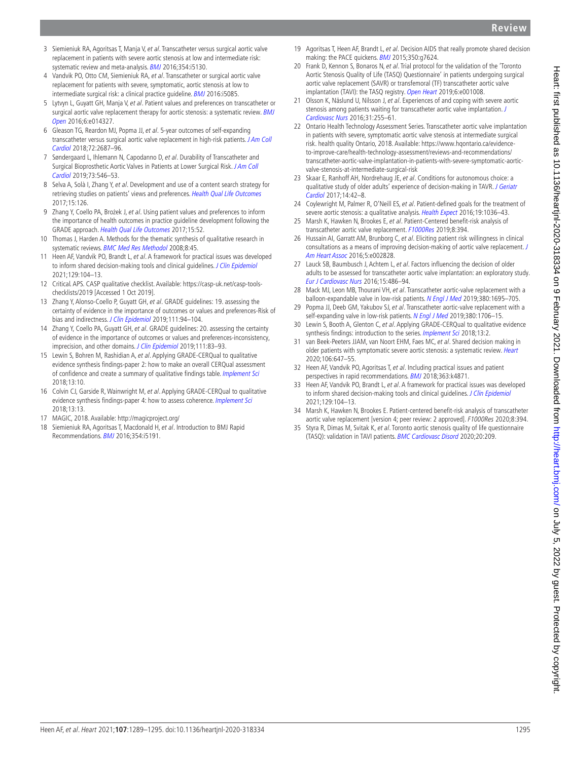3 Siemieniuk RA, Agoritsas T, Manja V, *et al*. Transcatheter versus surgical aortic valve replacement in patients with severe aortic stenosis at low and intermediate risk: systematic review and meta-analysis. *BMJ* 2016;354:i5130.

4 Vandvik PO, Otto CM, Siemieniuk RA, *et al*. Transcatheter or surgical aortic valve replacement for patients with severe, symptomatic, aortic stenosis at low to intermediate surgical risk: a clinical practice guideline. *BMJ* 2016:i5085.

5 Lytvyn L, Guyatt GH, Manja V, *et al*. Patient values and preferences on transcatheter or surgical aortic valve replacement therapy for aortic stenosis: a systematic review. *BMJ Open* 2016;6:e014327.

6 Gleason TG, Reardon MJ, Popma JJ, *et al*. 5-year outcomes of self-expanding transcatheter versus surgical aortic valve replacement in high-risk patients. *J Am Coll Cardiol* 2018;72:2687–96.

7 Søndergaard L, Ihlemann N, Capodanno D, *et al*. Durability of Transcatheter and Surgical Bioprosthetic Aortic Valves in Patients at Lower Surgical Risk. *J Am Coll Cardiol* 2019;73:546–53.

8 Selva A, Solà I, Zhang Y, *et al*. Development and use of a content search strategy for retrieving studies on patients' views and preferences. *Health Qual Life Outcomes* 2017;15:126.

9 Zhang Y, Coello PA, Brożek J, *et al*. Using patient values and preferences to inform the importance of health outcomes in practice guideline development following the GRADE approach. *Health Qual Life Outcomes* 2017;15:52.

10 Thomas J, Harden A. Methods for the thematic synthesis of qualitative research in systematic reviews. *BMC Med Res Methodol* 2008;8:45.

11 Heen AF, Vandvik PO, Brandt L, *et al*. A framework for practical issues was developed to inform shared decision-making tools and clinical guidelines. *J Clin Epidemiol* 2021;129:104–13.

12 Critical. APS. CASP qualitative checklist. Available: https://casp-uk.net/casp-tools-checklists/2019 [Accessed 1 Oct 2019].

13 Zhang Y, Alonso-Coello P, Guyatt GH, *et al*. GRADE guidelines: 19. assessing the certainty of evidence in the importance of outcomes or values and preferences-Risk of bias and indirectness. *J Clin Epidemiol* 2019;111:94–104.

14 Zhang Y, Coello PA, Guyatt GH, *et al*. GRADE guidelines: 20. assessing the certainty of evidence in the importance of outcomes or values and preferences-inconsistency, imprecision, and other domains. *J Clin Epidemiol* 2019;111:83–93.

15 Lewin S, Bohren M, Rashidian A, *et al*. Applying GRADE-CERQual to qualitative evidence synthesis findings-paper 2: how to make an overall CERQual assessment of confidence and create a summary of qualitative findings table. *Implement Sci* 2018;13:10.

16 Colvin CJ, Garside R, Wainwright M, *et al*. Applying GRADE-CERQual to qualitative evidence synthesis findings-paper 4: how to assess coherence. *Implement Sci* 2018;13:13.

17 MAGIC, 2018. Available: http://magicproject.org/

18 Siemieniuk RA, Agoritsas T, Macdonald H, *et al*. Introduction to BMJ Rapid Recommendations. *BMJ* 2016;354:i5191.

19 Agoritsas T, Heen AF, Brandt L, *et al*. Decision AIDS that really promote shared decision making: the PACE quickens. *BMJ* 2015;350:g7624.

20 Frank D, Kennon S, Bonaros N, *et al*. Trial protocol for the validation of the 'Toronto Aortic Stenosis Quality of Life (TASQ) Questionnaire' in patients undergoing surgical aortic valve replacement (SAVR) or transfemoral (TF) transcatheter aortic valve implantation (TAVI): the TASQ registry. *Open Heart* 2019;6:e001008.

21 Olsson K, Näslund U, Nilsson J, *et al*. Experiences of and coping with severe aortic stenosis among patients waiting for transcatheter aortic valve implantation. *J Cardiovasc Nurs* 2016;31:255–61.

22 Ontario Health Technology Assessment Series. Transcatheter aortic valve implantation in patients with severe, symptomatic aortic valve stenosis at intermediate surgical risk. health quality Ontario, 2018. Available: https://www.hqontario.ca/evidence-to-improve-care/health-technology-assessment/reviews-and-recommendations/transcatheter-aortic-valve-implantation-in-patients-with-severe-symptomatic-aortic-valve-stenosis-at-intermediate-surgical-risk

23 Skaar E, Ranhoff AH, Nordrehaug JE, *et al*. Conditions for autonomous choice: a qualitative study of older adults' experience of decision-making in TAVR. *J Geriatr Cardiol* 2017;14:42–8.

24 Coylewright M, Palmer R, O'Neill ES, *et al*. Patient-defined goals for the treatment of severe aortic stenosis: a qualitative analysis. *Health Expect* 2016;19:1036–43.

25 Marsh K, Hawken N, Brookes E, *et al*. Patient-Centered benefit-risk analysis of transcatheter aortic valve replacement. *F1000Res* 2019;8:394.

26 Hussain AI, Garratt AM, Brunborg C, *et al*. Eliciting patient risk willingness in clinical consultations as a means of improving decision-making of aortic valve replacement. *J Am Heart Assoc* 2016;5:e002828.

27 Lauck SB, Baumbusch J, Achtem L, *et al*. Factors influencing the decision of older adults to be assessed for transcatheter aortic valve implantation: an exploratory study. *Eur J Cardiovasc Nurs* 2016;15:486–94.

28 Mack MJ, Leon MB, Thourani VH, *et al*. Transcatheter aortic-valve replacement with a balloon-expandable valve in low-risk patients. *N Engl J Med* 2019;380:1695–705.

29 Popma JJ, Deeb GM, Yakubov SJ, *et al*. Transcatheter aortic-valve replacement with a self-expanding valve in low-risk patients. *N Engl J Med* 2019;380:1706–15.

30 Lewin S, Booth A, Glenton C, *et al*. Applying GRADE-CERQual to qualitative evidence synthesis findings: introduction to the series. *Implement Sci* 2018;13:2.

31 van Beek-Peeters JJAM, van Noort EHM, Faes MC, *et al*. Shared decision making in older patients with symptomatic severe aortic stenosis: a systematic review. *Heart* 2020;106:647–55.

32 Heen AF, Vandvik PO, Agoritsas T, *et al*. Including practical issues and patient perspectives in rapid recommendations. *BMJ* 2018;363:k4871.

33 Heen AF, Vandvik PO, Brandt L, *et al*. A framework for practical issues was developed to inform shared decision-making tools and clinical guidelines. *J Clin Epidemiol* 2021;129:104–13.

34 Marsh K, Hawken N, Brookes E. Patient-centered benefit-risk analysis of transcatheter aortic valve replacement [version 4; peer review: 2 approved]. *F1000Res* 2020;8:394.

35 Styra R, Dimas M, Svitak K, *et al*. Toronto aortic stenosis quality of life questionnaire (TASQ): validation in TAVI patients. *BMC Cardiovasc Disord* 2020;20:209.